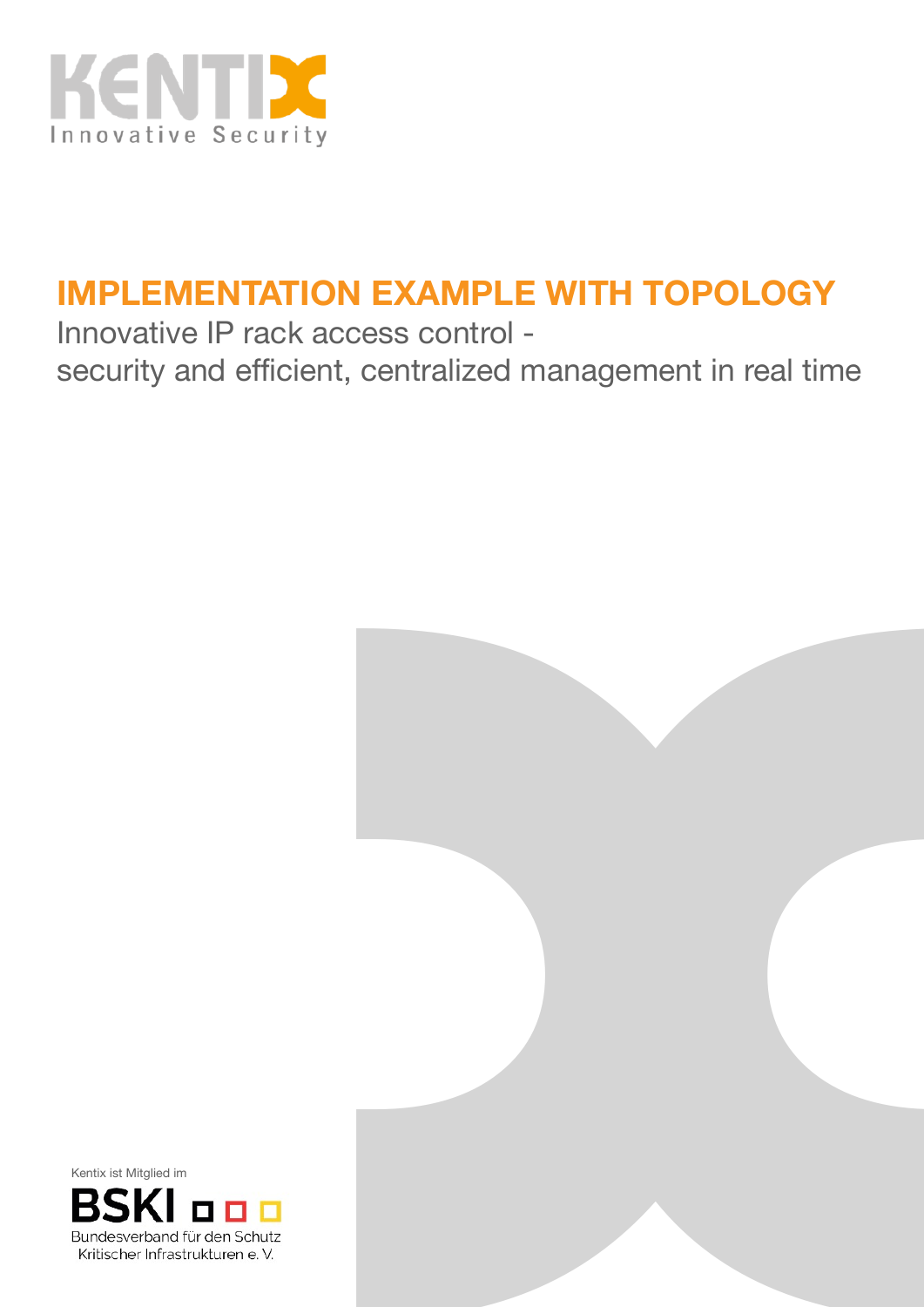KENTIX
Innovative Security

# IMPLEMENTATION EXAMPLE WITH TOPOLOGY

Innovative IP rack access control -
security and efficient, centralized management in real time

Kentix ist Mitglied im

BSKI
Bundesverband für den Schutz
Kritischer Infrastrukturen e. V.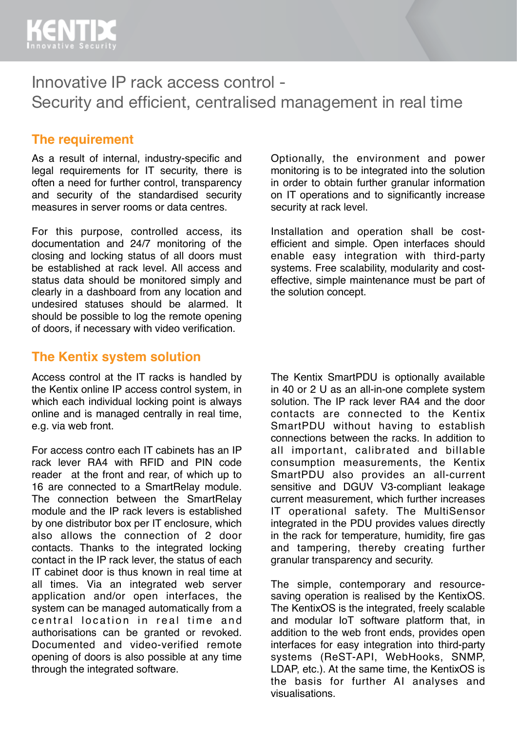# Innovative IP rack access control - Security and efficient, centralised management in real time

## The requirement

As a result of internal, industry-specific and legal requirements for IT security, there is often a need for further control, transparency and security of the standardised security measures in server rooms or data centres.

For this purpose, controlled access, its documentation and 24/7 monitoring of the closing and locking status of all doors must be established at rack level. All access and status data should be monitored simply and clearly in a dashboard from any location and undesired statuses should be alarmed. It should be possible to log the remote opening of doors, if necessary with video verification.

Optionally, the environment and power monitoring is to be integrated into the solution in order to obtain further granular information on IT operations and to significantly increase security at rack level.

Installation and operation shall be cost-efficient and simple. Open interfaces should enable easy integration with third-party systems. Free scalability, modularity and cost-effective, simple maintenance must be part of the solution concept.

## The Kentix system solution

Access control at the IT racks is handled by the Kentix online IP access control system, in which each individual locking point is always online and is managed centrally in real time, e.g. via web front.

For access contro each IT cabinets has an IP rack lever RA4 with RFID and PIN code reader at the front and rear, of which up to 16 are connected to a SmartRelay module. The connection between the SmartRelay module and the IP rack levers is established by one distributor box per IT enclosure, which also allows the connection of 2 door contacts. Thanks to the integrated locking contact in the IP rack lever, the status of each IT cabinet door is thus known in real time at all times. Via an integrated web server application and/or open interfaces, the system can be managed automatically from a central location in real time and authorisations can be granted or revoked. Documented and video-verified remote opening of doors is also possible at any time through the integrated software.

The Kentix SmartPDU is optionally available in 40 or 2 U as an all-in-one complete system solution. The IP rack lever RA4 and the door contacts are connected to the Kentix SmartPDU without having to establish connections between the racks. In addition to all important, calibrated and billable consumption measurements, the Kentix SmartPDU also provides an all-current sensitive and DGUV V3-compliant leakage current measurement, which further increases IT operational safety. The MultiSensor integrated in the PDU provides values directly in the rack for temperature, humidity, fire gas and tampering, thereby creating further granular transparency and security.

The simple, contemporary and resource-saving operation is realised by the KentixOS. The KentixOS is the integrated, freely scalable and modular IoT software platform that, in addition to the web front ends, provides open interfaces for easy integration into third-party systems (ReST-API, WebHooks, SNMP, LDAP, etc.). At the same time, the KentixOS is the basis for further AI analyses and visualisations.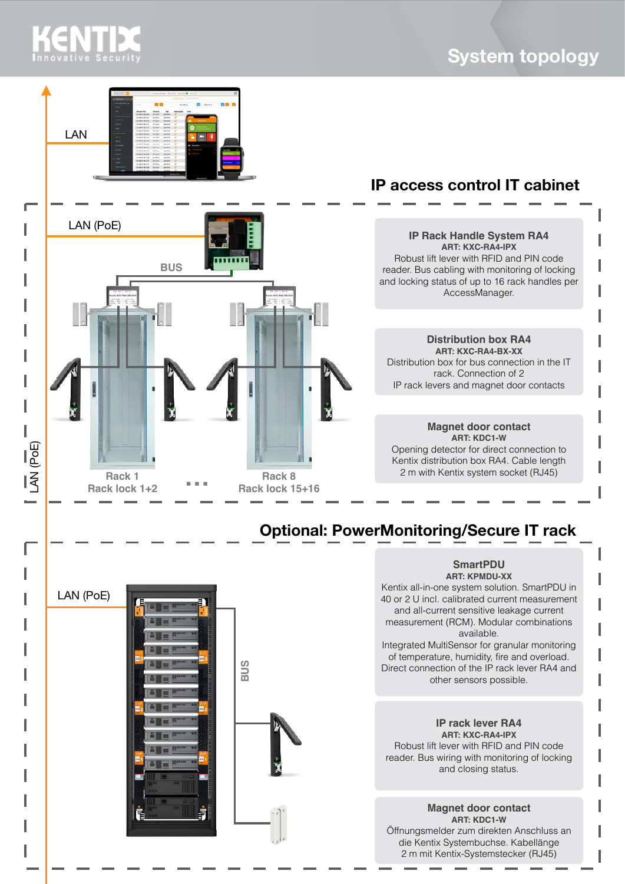# System topology

LAN

## IP access control IT cabinet

LAN (PoE)

BUS

Rack 1
Rack lock 1+2

...

Rack 8
Rack lock 15+16

LAN (PoE)

**IP Rack Handle System RA4**
**ART: KXC-RA4-IPX**
Robust lift lever with RFID and PIN code reader. Bus cabling with monitoring of locking and locking status of up to 16 rack handles per AccessManager.

**Distribution box RA4**
**ART: KXC-RA4-BX-XX**
Distribution box for bus connection in the IT rack. Connection of 2 IP rack levers and magnet door contacts

**Magnet door contact**
**ART: KDC1-W**
Opening detector for direct connection to Kentix distribution box RA4. Cable length 2 m with Kentix system socket (RJ45)

## Optional: PowerMonitoring/Secure IT rack

LAN (PoE)

BUS

**SmartPDU**
**ART: KPMDU-XX**
Kentix all-in-one system solution. SmartPDU in 40 or 2 U incl. calibrated current measurement and all-current sensitive leakage current measurement (RCM). Modular combinations available.
Integrated MultiSensor for granular monitoring of temperature, humidity, fire and overload. Direct connection of the IP rack lever RA4 and other sensors possible.

**IP rack lever RA4**
**ART: KXC-RA4-IPX**
Robust lift lever with RFID and PIN code reader. Bus wiring with monitoring of locking and closing status.

**Magnet door contact**
**ART: KDC1-W**
Öffnungsmelder zum direkten Anschluss an die Kentix Systembuchse. Kabellänge 2 m mit Kentix-Systemstecker (RJ45)